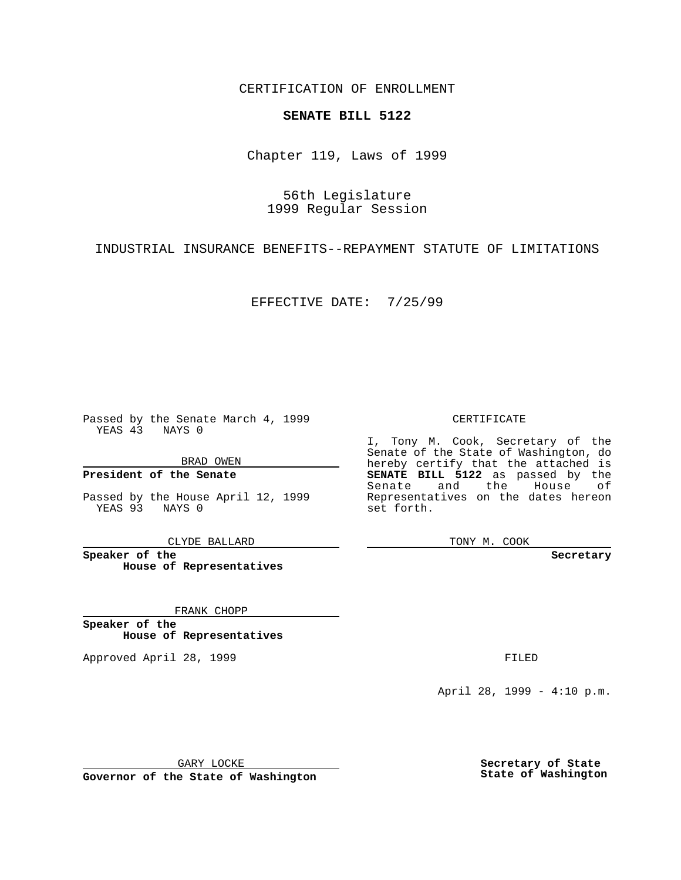CERTIFICATION OF ENROLLMENT

**SENATE BILL 5122**

Chapter 119, Laws of 1999

56th Legislature
1999 Regular Session

INDUSTRIAL INSURANCE BENEFITS--REPAYMENT STATUTE OF LIMITATIONS

EFFECTIVE DATE: 7/25/99

Passed by the Senate March 4, 1999
YEAS 43 NAYS 0

BRAD OWEN

**President of the Senate**

Passed by the House April 12, 1999
YEAS 93 NAYS 0

CLYDE BALLARD

**Speaker of the House of Representatives**

FRANK CHOPP

**Speaker of the House of Representatives**

Approved April 28, 1999

GARY LOCKE

**Governor of the State of Washington**

CERTIFICATE

I, Tony M. Cook, Secretary of the Senate of the State of Washington, do hereby certify that the attached is **SENATE BILL 5122** as passed by the Senate and the House of Representatives on the dates hereon set forth.

TONY M. COOK

**Secretary**

FILED

April 28, 1999 - 4:10 p.m.

**Secretary of State State of Washington**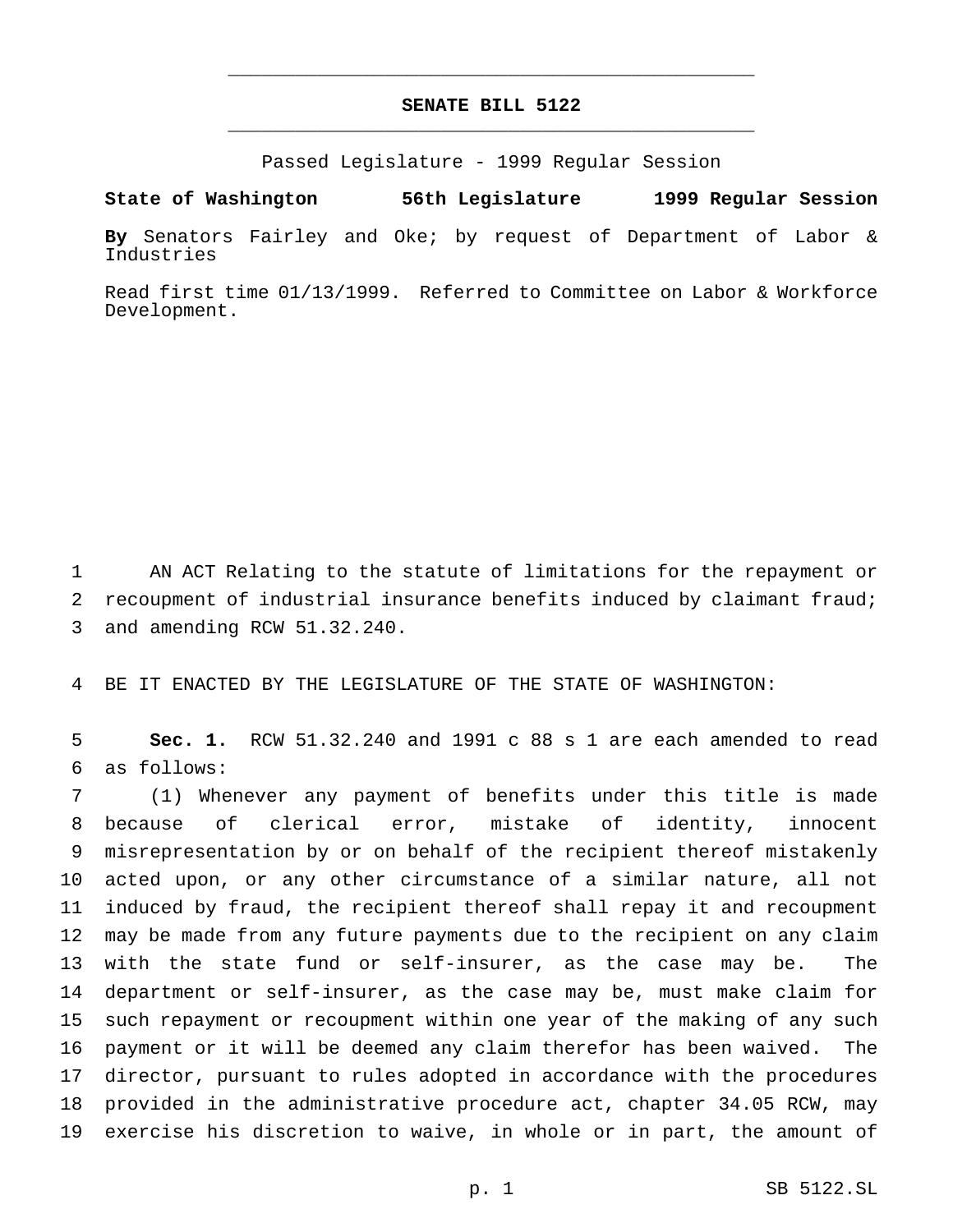**SENATE BILL 5122**

Passed Legislature - 1999 Regular Session

**State of Washington 56th Legislature 1999 Regular Session**

**By** Senators Fairley and Oke; by request of Department of Labor & Industries

Read first time 01/13/1999. Referred to Committee on Labor & Workforce Development.

AN ACT Relating to the statute of limitations for the repayment or recoupment of industrial insurance benefits induced by claimant fraud; and amending RCW 51.32.240.

BE IT ENACTED BY THE LEGISLATURE OF THE STATE OF WASHINGTON:

**Sec. 1.** RCW 51.32.240 and 1991 c 88 s 1 are each amended to read as follows:

(1) Whenever any payment of benefits under this title is made because of clerical error, mistake of identity, innocent misrepresentation by or on behalf of the recipient thereof mistakenly acted upon, or any other circumstance of a similar nature, all not induced by fraud, the recipient thereof shall repay it and recoupment may be made from any future payments due to the recipient on any claim with the state fund or self-insurer, as the case may be. The department or self-insurer, as the case may be, must make claim for such repayment or recoupment within one year of the making of any such payment or it will be deemed any claim therefor has been waived. The director, pursuant to rules adopted in accordance with the procedures provided in the administrative procedure act, chapter 34.05 RCW, may exercise his discretion to waive, in whole or in part, the amount of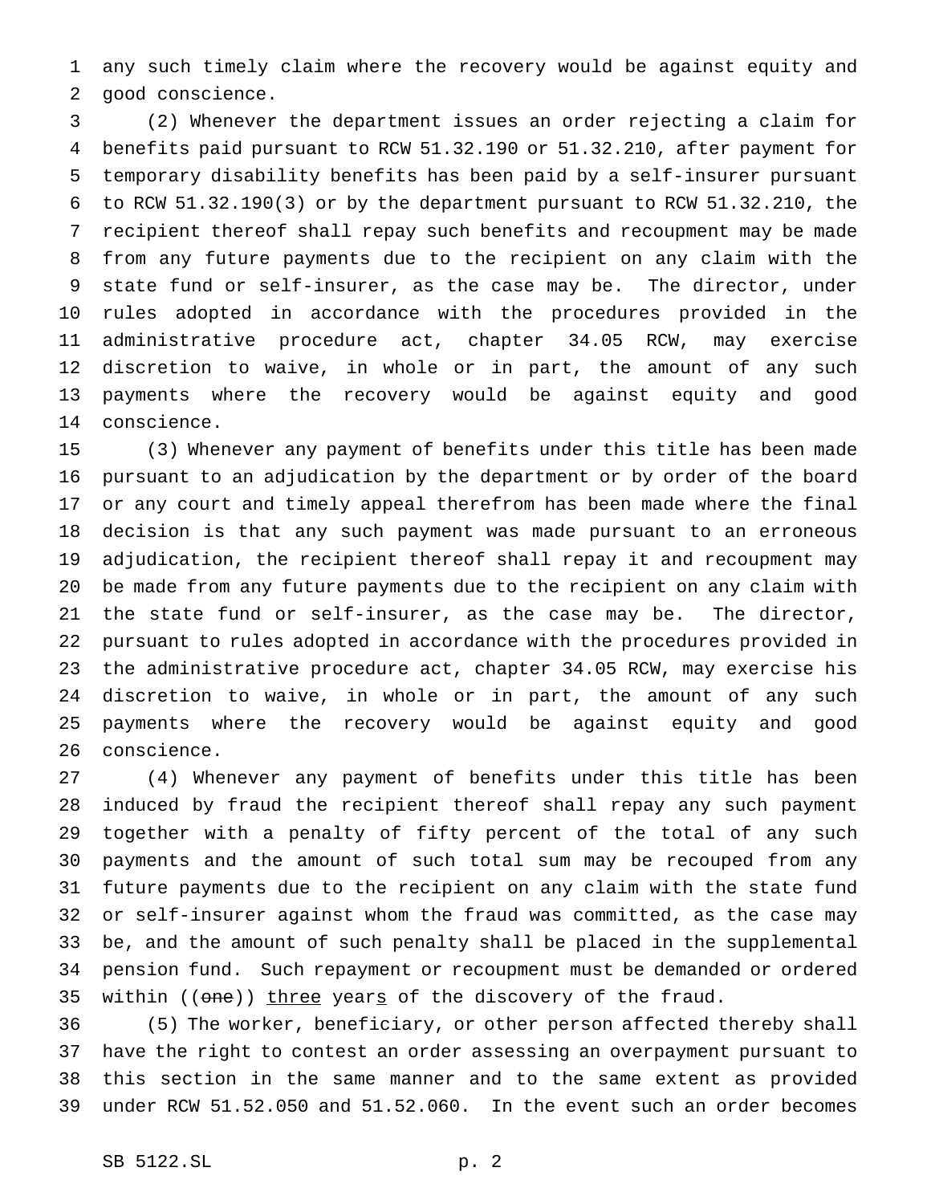any such timely claim where the recovery would be against equity and good conscience.

(2) Whenever the department issues an order rejecting a claim for benefits paid pursuant to RCW 51.32.190 or 51.32.210, after payment for temporary disability benefits has been paid by a self-insurer pursuant to RCW 51.32.190(3) or by the department pursuant to RCW 51.32.210, the recipient thereof shall repay such benefits and recoupment may be made from any future payments due to the recipient on any claim with the state fund or self-insurer, as the case may be. The director, under rules adopted in accordance with the procedures provided in the administrative procedure act, chapter 34.05 RCW, may exercise discretion to waive, in whole or in part, the amount of any such payments where the recovery would be against equity and good conscience.

(3) Whenever any payment of benefits under this title has been made pursuant to an adjudication by the department or by order of the board or any court and timely appeal therefrom has been made where the final decision is that any such payment was made pursuant to an erroneous adjudication, the recipient thereof shall repay it and recoupment may be made from any future payments due to the recipient on any claim with the state fund or self-insurer, as the case may be. The director, pursuant to rules adopted in accordance with the procedures provided in the administrative procedure act, chapter 34.05 RCW, may exercise his discretion to waive, in whole or in part, the amount of any such payments where the recovery would be against equity and good conscience.

(4) Whenever any payment of benefits under this title has been induced by fraud the recipient thereof shall repay any such payment together with a penalty of fifty percent of the total of any such payments and the amount of such total sum may be recouped from any future payments due to the recipient on any claim with the state fund or self-insurer against whom the fraud was committed, as the case may be, and the amount of such penalty shall be placed in the supplemental pension fund. Such repayment or recoupment must be demanded or ordered within ((~~one~~)) <u>three</u> year<u>s</u> of the discovery of the fraud.

(5) The worker, beneficiary, or other person affected thereby shall have the right to contest an order assessing an overpayment pursuant to this section in the same manner and to the same extent as provided under RCW 51.52.050 and 51.52.060. In the event such an order becomes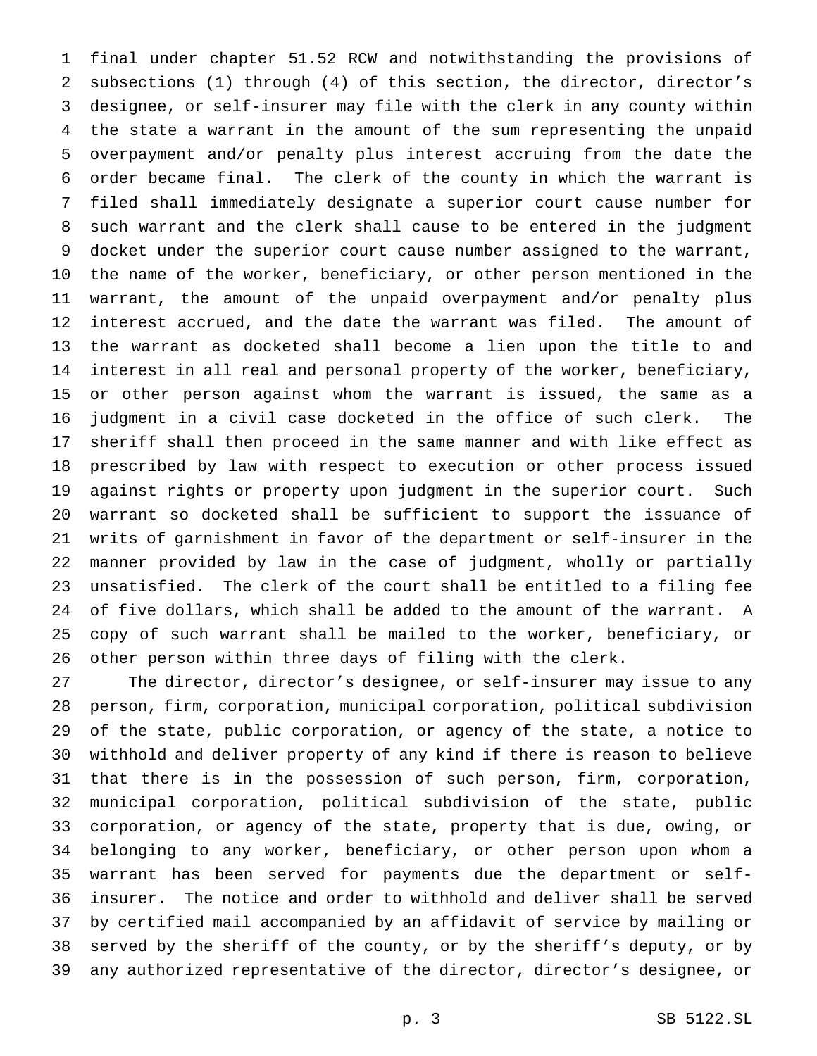final under chapter 51.52 RCW and notwithstanding the provisions of subsections (1) through (4) of this section, the director, director's designee, or self-insurer may file with the clerk in any county within the state a warrant in the amount of the sum representing the unpaid overpayment and/or penalty plus interest accruing from the date the order became final. The clerk of the county in which the warrant is filed shall immediately designate a superior court cause number for such warrant and the clerk shall cause to be entered in the judgment docket under the superior court cause number assigned to the warrant, the name of the worker, beneficiary, or other person mentioned in the warrant, the amount of the unpaid overpayment and/or penalty plus interest accrued, and the date the warrant was filed. The amount of the warrant as docketed shall become a lien upon the title to and interest in all real and personal property of the worker, beneficiary, or other person against whom the warrant is issued, the same as a judgment in a civil case docketed in the office of such clerk. The sheriff shall then proceed in the same manner and with like effect as prescribed by law with respect to execution or other process issued against rights or property upon judgment in the superior court. Such warrant so docketed shall be sufficient to support the issuance of writs of garnishment in favor of the department or self-insurer in the manner provided by law in the case of judgment, wholly or partially unsatisfied. The clerk of the court shall be entitled to a filing fee of five dollars, which shall be added to the amount of the warrant. A copy of such warrant shall be mailed to the worker, beneficiary, or other person within three days of filing with the clerk.

The director, director's designee, or self-insurer may issue to any person, firm, corporation, municipal corporation, political subdivision of the state, public corporation, or agency of the state, a notice to withhold and deliver property of any kind if there is reason to believe that there is in the possession of such person, firm, corporation, municipal corporation, political subdivision of the state, public corporation, or agency of the state, property that is due, owing, or belonging to any worker, beneficiary, or other person upon whom a warrant has been served for payments due the department or self-insurer. The notice and order to withhold and deliver shall be served by certified mail accompanied by an affidavit of service by mailing or served by the sheriff of the county, or by the sheriff's deputy, or by any authorized representative of the director, director's designee, or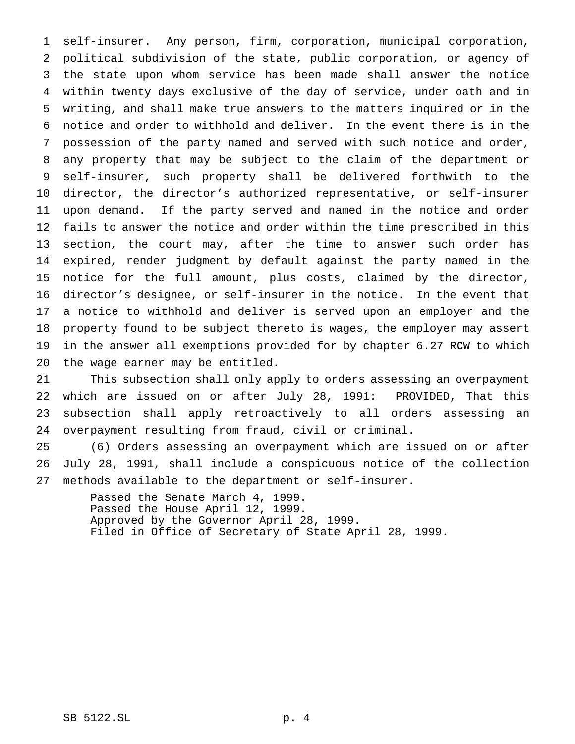self-insurer. Any person, firm, corporation, municipal corporation, political subdivision of the state, public corporation, or agency of the state upon whom service has been made shall answer the notice within twenty days exclusive of the day of service, under oath and in writing, and shall make true answers to the matters inquired or in the notice and order to withhold and deliver. In the event there is in the possession of the party named and served with such notice and order, any property that may be subject to the claim of the department or self-insurer, such property shall be delivered forthwith to the director, the director's authorized representative, or self-insurer upon demand. If the party served and named in the notice and order fails to answer the notice and order within the time prescribed in this section, the court may, after the time to answer such order has expired, render judgment by default against the party named in the notice for the full amount, plus costs, claimed by the director, director's designee, or self-insurer in the notice. In the event that a notice to withhold and deliver is served upon an employer and the property found to be subject thereto is wages, the employer may assert in the answer all exemptions provided for by chapter 6.27 RCW to which the wage earner may be entitled.

This subsection shall only apply to orders assessing an overpayment which are issued on or after July 28, 1991: PROVIDED, That this subsection shall apply retroactively to all orders assessing an overpayment resulting from fraud, civil or criminal.

(6) Orders assessing an overpayment which are issued on or after July 28, 1991, shall include a conspicuous notice of the collection methods available to the department or self-insurer.

Passed the Senate March 4, 1999.
Passed the House April 12, 1999.
Approved by the Governor April 28, 1999.
Filed in Office of Secretary of State April 28, 1999.